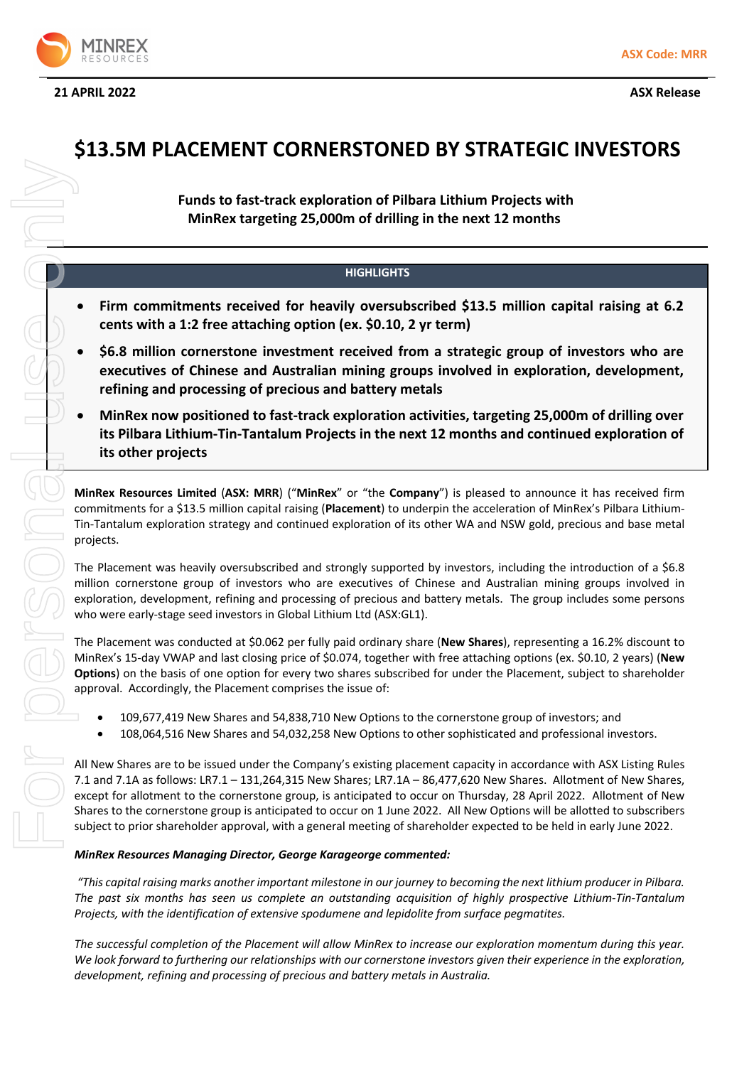21 APRIL 2022 **ASX Release**

# $13.5M PLACEMENT CORNERSTONED BY STRATEGIC INVESTORS

**Funds to fast-track exploration of Pilbara Lithium Projects with MinRex targeting 25,000m of drilling in the next 12 months**

## HIGHLIGHTS

- **Firm commitments received for heavily oversubscribed $13.5 million capital raising at 6.2 cents with a 1:2 free attaching option (ex. $0.10, 2 yr term)**
- **$6.8 million cornerstone investment received from a strategic group of investors who are executives of Chinese and Australian mining groups involved in exploration, development, refining and processing of precious and battery metals**
- **MinRex now positioned to fast-track exploration activities, targeting 25,000m of drilling over its Pilbara Lithium-Tin-Tantalum Projects in the next 12 months and continued exploration of its other projects**

**MinRex Resources Limited** (**ASX: MRR**) ("**MinRex**" or "the **Company**") is pleased to announce it has received firm commitments for a $13.5 million capital raising (**Placement**) to underpin the acceleration of MinRex's Pilbara Lithium-Tin-Tantalum exploration strategy and continued exploration of its other WA and NSW gold, precious and base metal projects.

The Placement was heavily oversubscribed and strongly supported by investors, including the introduction of a $6.8 million cornerstone group of investors who are executives of Chinese and Australian mining groups involved in exploration, development, refining and processing of precious and battery metals. The group includes some persons who were early-stage seed investors in Global Lithium Ltd (ASX:GL1).

The Placement was conducted at $0.062 per fully paid ordinary share (**New Shares**), representing a 16.2% discount to MinRex's 15-day VWAP and last closing price of $0.074, together with free attaching options (ex. $0.10, 2 years) (**New Options**) on the basis of one option for every two shares subscribed for under the Placement, subject to shareholder approval. Accordingly, the Placement comprises the issue of:

- 109,677,419 New Shares and 54,838,710 New Options to the cornerstone group of investors; and
- 108,064,516 New Shares and 54,032,258 New Options to other sophisticated and professional investors.

All New Shares are to be issued under the Company's existing placement capacity in accordance with ASX Listing Rules 7.1 and 7.1A as follows: LR7.1 – 131,264,315 New Shares; LR7.1A – 86,477,620 New Shares. Allotment of New Shares, except for allotment to the cornerstone group, is anticipated to occur on Thursday, 28 April 2022. Allotment of New Shares to the cornerstone group is anticipated to occur on 1 June 2022. All New Options will be allotted to subscribers subject to prior shareholder approval, with a general meeting of shareholder expected to be held in early June 2022.

***MinRex Resources Managing Director, George Karageorge commented:***

*"This capital raising marks another important milestone in our journey to becoming the next lithium producer in Pilbara. The past six months has seen us complete an outstanding acquisition of highly prospective Lithium-Tin-Tantalum Projects, with the identification of extensive spodumene and lepidolite from surface pegmatites.*

*The successful completion of the Placement will allow MinRex to increase our exploration momentum during this year. We look forward to furthering our relationships with our cornerstone investors given their experience in the exploration, development, refining and processing of precious and battery metals in Australia.*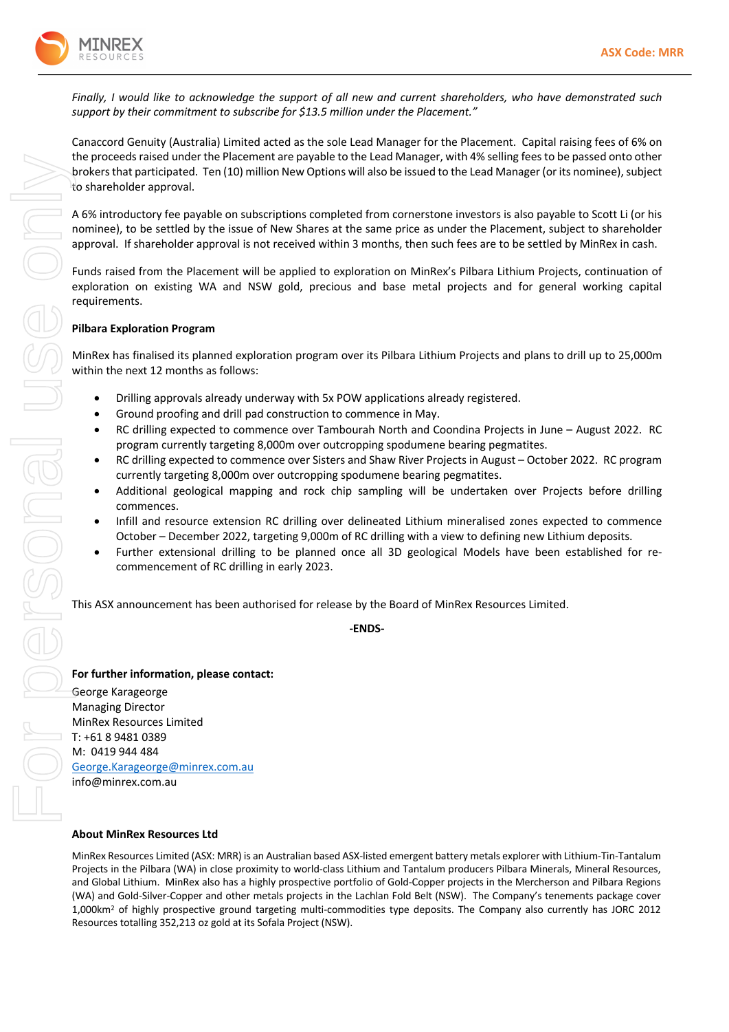*Finally, I would like to acknowledge the support of all new and current shareholders, who have demonstrated such support by their commitment to subscribe for $13.5 million under the Placement."*

Canaccord Genuity (Australia) Limited acted as the sole Lead Manager for the Placement. Capital raising fees of 6% on the proceeds raised under the Placement are payable to the Lead Manager, with 4% selling fees to be passed onto other brokers that participated. Ten (10) million New Options will also be issued to the Lead Manager (or its nominee), subject to shareholder approval.

A 6% introductory fee payable on subscriptions completed from cornerstone investors is also payable to Scott Li (or his nominee), to be settled by the issue of New Shares at the same price as under the Placement, subject to shareholder approval. If shareholder approval is not received within 3 months, then such fees are to be settled by MinRex in cash.

Funds raised from the Placement will be applied to exploration on MinRex's Pilbara Lithium Projects, continuation of exploration on existing WA and NSW gold, precious and base metal projects and for general working capital requirements.

**Pilbara Exploration Program**

MinRex has finalised its planned exploration program over its Pilbara Lithium Projects and plans to drill up to 25,000m within the next 12 months as follows:

- Drilling approvals already underway with 5x POW applications already registered.
- Ground proofing and drill pad construction to commence in May.
- RC drilling expected to commence over Tambourah North and Coondina Projects in June – August 2022. RC program currently targeting 8,000m over outcropping spodumene bearing pegmatites.
- RC drilling expected to commence over Sisters and Shaw River Projects in August – October 2022. RC program currently targeting 8,000m over outcropping spodumene bearing pegmatites.
- Additional geological mapping and rock chip sampling will be undertaken over Projects before drilling commences.
- Infill and resource extension RC drilling over delineated Lithium mineralised zones expected to commence October – December 2022, targeting 9,000m of RC drilling with a view to defining new Lithium deposits.
- Further extensional drilling to be planned once all 3D geological Models have been established for re-commencement of RC drilling in early 2023.

This ASX announcement has been authorised for release by the Board of MinRex Resources Limited.

**-ENDS-**

**For further information, please contact:**

George Karageorge
Managing Director
MinRex Resources Limited
T: +61 8 9481 0389
M: 0419 944 484
George.Karageorge@minrex.com.au
info@minrex.com.au

**About MinRex Resources Ltd**

MinRex Resources Limited (ASX: MRR) is an Australian based ASX-listed emergent battery metals explorer with Lithium-Tin-Tantalum Projects in the Pilbara (WA) in close proximity to world-class Lithium and Tantalum producers Pilbara Minerals, Mineral Resources, and Global Lithium. MinRex also has a highly prospective portfolio of Gold-Copper projects in the Mercherson and Pilbara Regions (WA) and Gold-Silver-Copper and other metals projects in the Lachlan Fold Belt (NSW). The Company's tenements package cover 1,000km$^2$ of highly prospective ground targeting multi-commodities type deposits. The Company also currently has JORC 2012 Resources totalling 352,213 oz gold at its Sofala Project (NSW).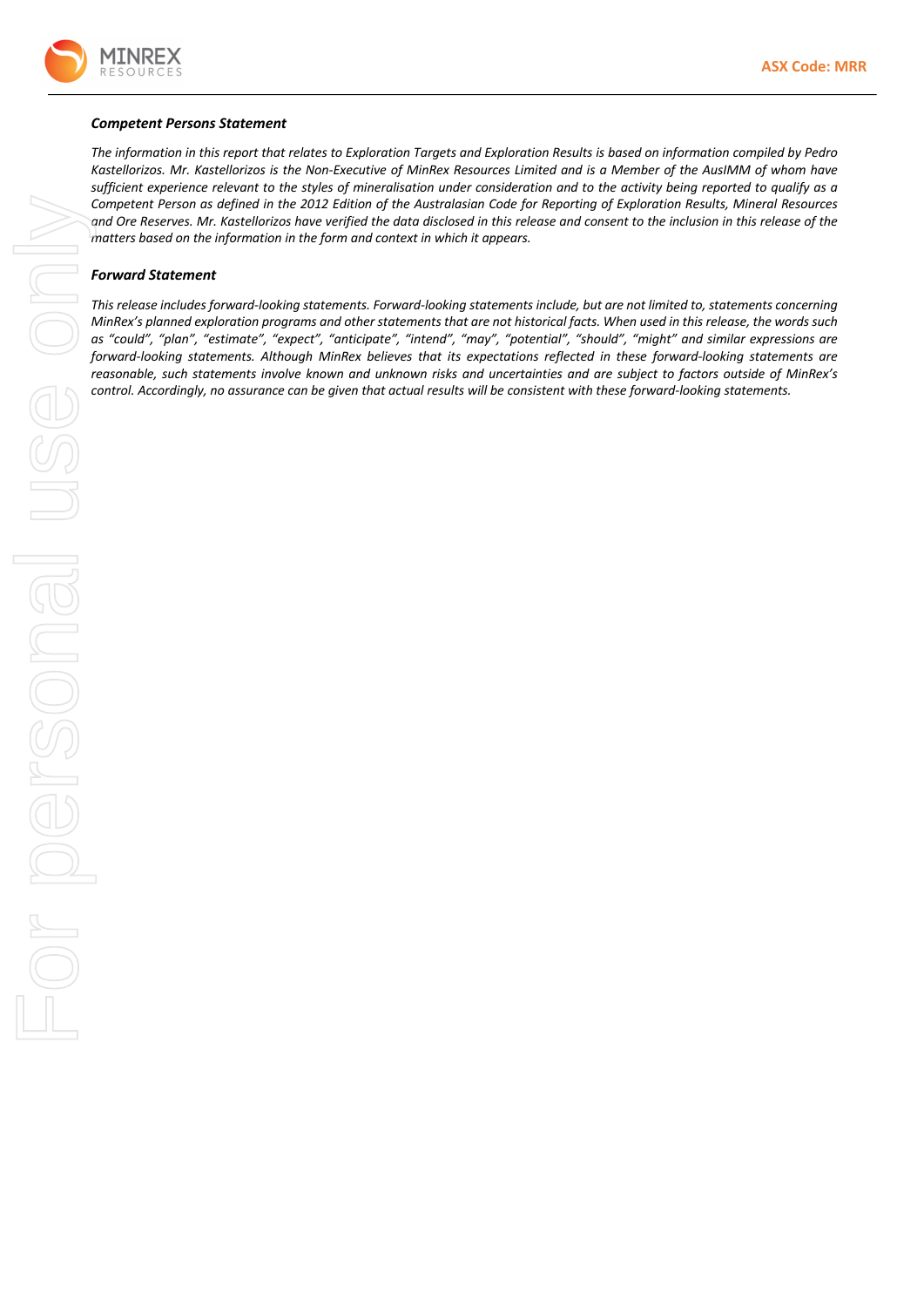***Competent Persons Statement***

*The information in this report that relates to Exploration Targets and Exploration Results is based on information compiled by Pedro Kastellorizos. Mr. Kastellorizos is the Non-Executive of MinRex Resources Limited and is a Member of the AusIMM of whom have sufficient experience relevant to the styles of mineralisation under consideration and to the activity being reported to qualify as a Competent Person as defined in the 2012 Edition of the Australasian Code for Reporting of Exploration Results, Mineral Resources and Ore Reserves. Mr. Kastellorizos have verified the data disclosed in this release and consent to the inclusion in this release of the matters based on the information in the form and context in which it appears.*

***Forward Statement***

*This release includes forward-looking statements. Forward-looking statements include, but are not limited to, statements concerning MinRex's planned exploration programs and other statements that are not historical facts. When used in this release, the words such as "could", "plan", "estimate", "expect", "anticipate", "intend", "may", "potential", "should", "might" and similar expressions are forward-looking statements. Although MinRex believes that its expectations reflected in these forward-looking statements are reasonable, such statements involve known and unknown risks and uncertainties and are subject to factors outside of MinRex's control. Accordingly, no assurance can be given that actual results will be consistent with these forward-looking statements.*